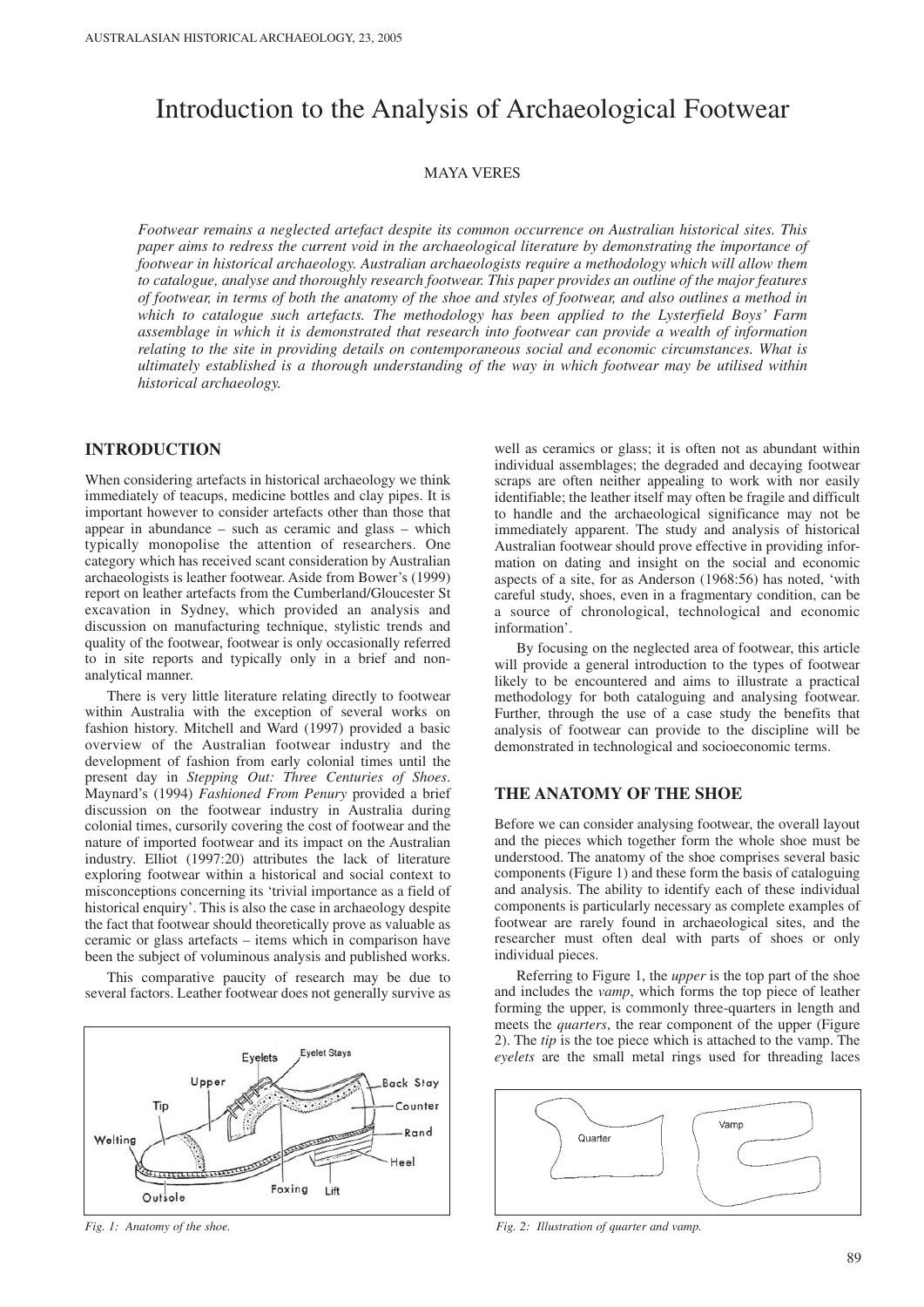# Introduction to the Analysis of Archaeological Footwear

MAYA VERES

*Footwear remains a neglected artefact despite its common occurrence on Australian historical sites. This paper aims to redress the current void in the archaeological literature by demonstrating the importance of footwear in historical archaeology. Australian archaeologists require a methodology which will allow them to catalogue, analyse and thoroughly research footwear. This paper provides an outline of the major features of footwear, in terms of both the anatomy of the shoe and styles of footwear, and also outlines a method in which to catalogue such artefacts. The methodology has been applied to the Lysterfield Boys' Farm assemblage in which it is demonstrated that research into footwear can provide a wealth of information relating to the site in providing details on contemporaneous social and economic circumstances. What is ultimately established is a thorough understanding of the way in which footwear may be utilised within historical archaeology.*

## INTRODUCTION

When considering artefacts in historical archaeology we think immediately of teacups, medicine bottles and clay pipes. It is important however to consider artefacts other than those that appear in abundance – such as ceramic and glass – which typically monopolise the attention of researchers. One category which has received scant consideration by Australian archaeologists is leather footwear. Aside from Bower's (1999) report on leather artefacts from the Cumberland/Gloucester St excavation in Sydney, which provided an analysis and discussion on manufacturing technique, stylistic trends and quality of the footwear, footwear is only occasionally referred to in site reports and typically only in a brief and non-analytical manner.

There is very little literature relating directly to footwear within Australia with the exception of several works on fashion history. Mitchell and Ward (1997) provided a basic overview of the Australian footwear industry and the development of fashion from early colonial times until the present day in *Stepping Out: Three Centuries of Shoes*. Maynard's (1994) *Fashioned From Penury* provided a brief discussion on the footwear industry in Australia during colonial times, cursorily covering the cost of footwear and the nature of imported footwear and its impact on the Australian industry. Elliot (1997:20) attributes the lack of literature exploring footwear within a historical and social context to misconceptions concerning its 'trivial importance as a field of historical enquiry'. This is also the case in archaeology despite the fact that footwear should theoretically prove as valuable as ceramic or glass artefacts – items which in comparison have been the subject of voluminous analysis and published works.

This comparative paucity of research may be due to several factors. Leather footwear does not generally survive as well as ceramics or glass; it is often not as abundant within individual assemblages; the degraded and decaying footwear scraps are often neither appealing to work with nor easily identifiable; the leather itself may often be fragile and difficult to handle and the archaeological significance may not be immediately apparent. The study and analysis of historical Australian footwear should prove effective in providing information on dating and insight on the social and economic aspects of a site, for as Anderson (1968:56) has noted, 'with careful study, shoes, even in a fragmentary condition, can be a source of chronological, technological and economic information'.

By focusing on the neglected area of footwear, this article will provide a general introduction to the types of footwear likely to be encountered and aims to illustrate a practical methodology for both cataloguing and analysing footwear. Further, through the use of a case study the benefits that analysis of footwear can provide to the discipline will be demonstrated in technological and socioeconomic terms.

*Fig. 1: Anatomy of the shoe.*

## THE ANATOMY OF THE SHOE

Before we can consider analysing footwear, the overall layout and the pieces which together form the whole shoe must be understood. The anatomy of the shoe comprises several basic components (Figure 1) and these form the basis of cataloguing and analysis. The ability to identify each of these individual components is particularly necessary as complete examples of footwear are rarely found in archaeological sites, and the researcher must often deal with parts of shoes or only individual pieces.

Referring to Figure 1, the *upper* is the top part of the shoe and includes the *vamp*, which forms the top piece of leather forming the upper, is commonly three-quarters in length and meets the *quarters*, the rear component of the upper (Figure 2). The *tip* is the toe piece which is attached to the vamp. The *eyelets* are the small metal rings used for threading laces

*Fig. 2: Illustration of quarter and vamp.*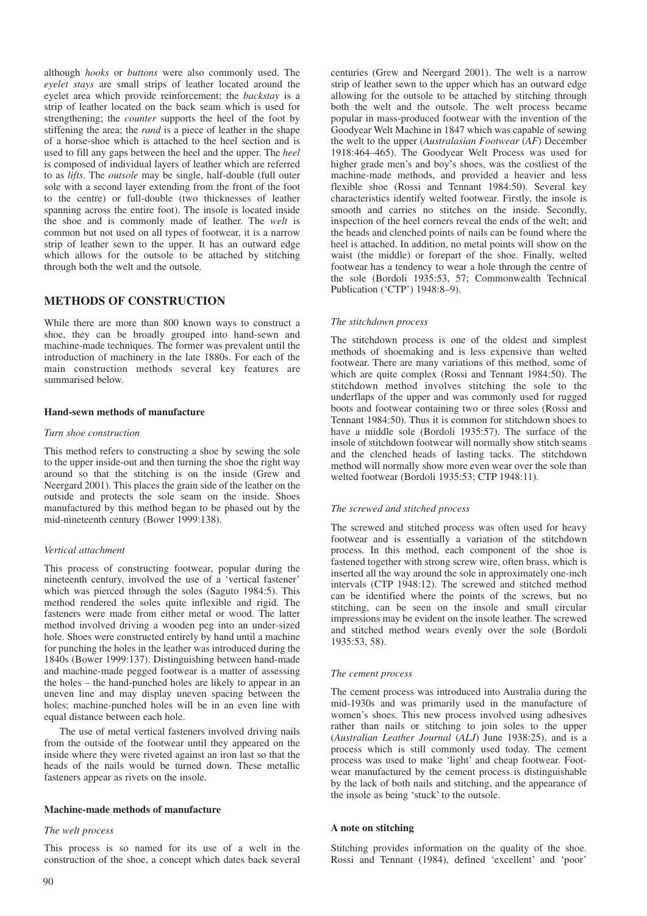although *hooks* or *buttons* were also commonly used. The *eyelet stays* are small strips of leather located around the eyelet area which provide reinforcement; the *backstay* is a strip of leather located on the back seam which is used for strengthening; the *counter* supports the heel of the foot by stiffening the area; the *rand* is a piece of leather in the shape of a horse-shoe which is attached to the heel section and is used to fill any gaps between the heel and the upper. The *heel* is composed of individual layers of leather which are referred to as *lifts*. The *outsole* may be single, half-double (full outer sole with a second layer extending from the front of the foot to the centre) or full-double (two thicknesses of leather spanning across the entire foot). The insole is located inside the shoe and is commonly made of leather. The *welt* is common but not used on all types of footwear, it is a narrow strip of leather sewn to the upper. It has an outward edge which allows for the outsole to be attached by stitching through both the welt and the outsole.

## METHODS OF CONSTRUCTION

While there are more than 800 known ways to construct a shoe, they can be broadly grouped into hand-sewn and machine-made techniques. The former was prevalent until the introduction of machinery in the late 1880s. For each of the main construction methods several key features are summarised below.

### Hand-sewn methods of manufacture

*Turn shoe construction*

This method refers to constructing a shoe by sewing the sole to the upper inside-out and then turning the shoe the right way around so that the stitching is on the inside (Grew and Neergard 2001). This places the grain side of the leather on the outside and protects the sole seam on the inside. Shoes manufactured by this method began to be phased out by the mid-nineteenth century (Bower 1999:138).

*Vertical attachment*

This process of constructing footwear, popular during the nineteenth century, involved the use of a 'vertical fastener' which was pierced through the soles (Saguto 1984:5). This method rendered the soles quite inflexible and rigid. The fasteners were made from either metal or wood. The latter method involved driving a wooden peg into an under-sized hole. Shoes were constructed entirely by hand until a machine for punching the holes in the leather was introduced during the 1840s (Bower 1999:137). Distinguishing between hand-made and machine-made pegged footwear is a matter of assessing the holes – the hand-punched holes are likely to appear in an uneven line and may display uneven spacing between the holes; machine-punched holes will be in an even line with equal distance between each hole.

The use of metal vertical fasteners involved driving nails from the outside of the footwear until they appeared on the inside where they were riveted against an iron last so that the heads of the nails would be turned down. These metallic fasteners appear as rivets on the insole.

### Machine-made methods of manufacture

*The welt process*

This process is so named for its use of a welt in the construction of the shoe, a concept which dates back several centuries (Grew and Neergard 2001). The welt is a narrow strip of leather sewn to the upper which has an outward edge allowing for the outsole to be attached by stitching through both the welt and the outsole. The welt process became popular in mass-produced footwear with the invention of the Goodyear Welt Machine in 1847 which was capable of sewing the welt to the upper (*Australasian Footwear* (*AF*) December 1918:464–465). The Goodyear Welt Process was used for higher grade men's and boy's shoes, was the costliest of the machine-made methods, and provided a heavier and less flexible shoe (Rossi and Tennant 1984:50). Several key characteristics identify welted footwear. Firstly, the insole is smooth and carries no stitches on the inside. Secondly, inspection of the heel corners reveal the ends of the welt; and the heads and clenched points of nails can be found where the heel is attached. In addition, no metal points will show on the waist (the middle) or forepart of the shoe. Finally, welted footwear has a tendency to wear a hole through the centre of the sole (Bordoli 1935:53, 57; Commonwealth Technical Publication ('CTP') 1948:8–9).

*The stitchdown process*

The stitchdown process is one of the oldest and simplest methods of shoemaking and is less expensive than welted footwear. There are many variations of this method, some of which are quite complex (Rossi and Tennant 1984:50). The stitchdown method involves stitching the sole to the underflaps of the upper and was commonly used for rugged boots and footwear containing two or three soles (Rossi and Tennant 1984:50). Thus it is common for stitchdown shoes to have a middle sole (Bordoli 1935:57). The surface of the insole of stitchdown footwear will normally show stitch seams and the clenched heads of lasting tacks. The stitchdown method will normally show more even wear over the sole than welted footwear (Bordoli 1935:53; CTP 1948:11).

*The screwed and stitched process*

The screwed and stitched process was often used for heavy footwear and is essentially a variation of the stitchdown process. In this method, each component of the shoe is fastened together with strong screw wire, often brass, which is inserted all the way around the sole in approximately one-inch intervals (CTP 1948:12). The screwed and stitched method can be identified where the points of the screws, but no stitching, can be seen on the insole and small circular impressions may be evident on the insole leather. The screwed and stitched method wears evenly over the sole (Bordoli 1935:53, 58).

*The cement process*

The cement process was introduced into Australia during the mid-1930s and was primarily used in the manufacture of women's shoes. This new process involved using adhesives rather than nails or stitching to join soles to the upper (*Australian Leather Journal* (*ALJ*) June 1938:25), and is a process which is still commonly used today. The cement process was used to make 'light' and cheap footwear. Footwear manufactured by the cement process is distinguishable by the lack of both nails and stitching, and the appearance of the insole as being 'stuck' to the outsole.

### A note on stitching

Stitching provides information on the quality of the shoe. Rossi and Tennant (1984), defined 'excellent' and 'poor'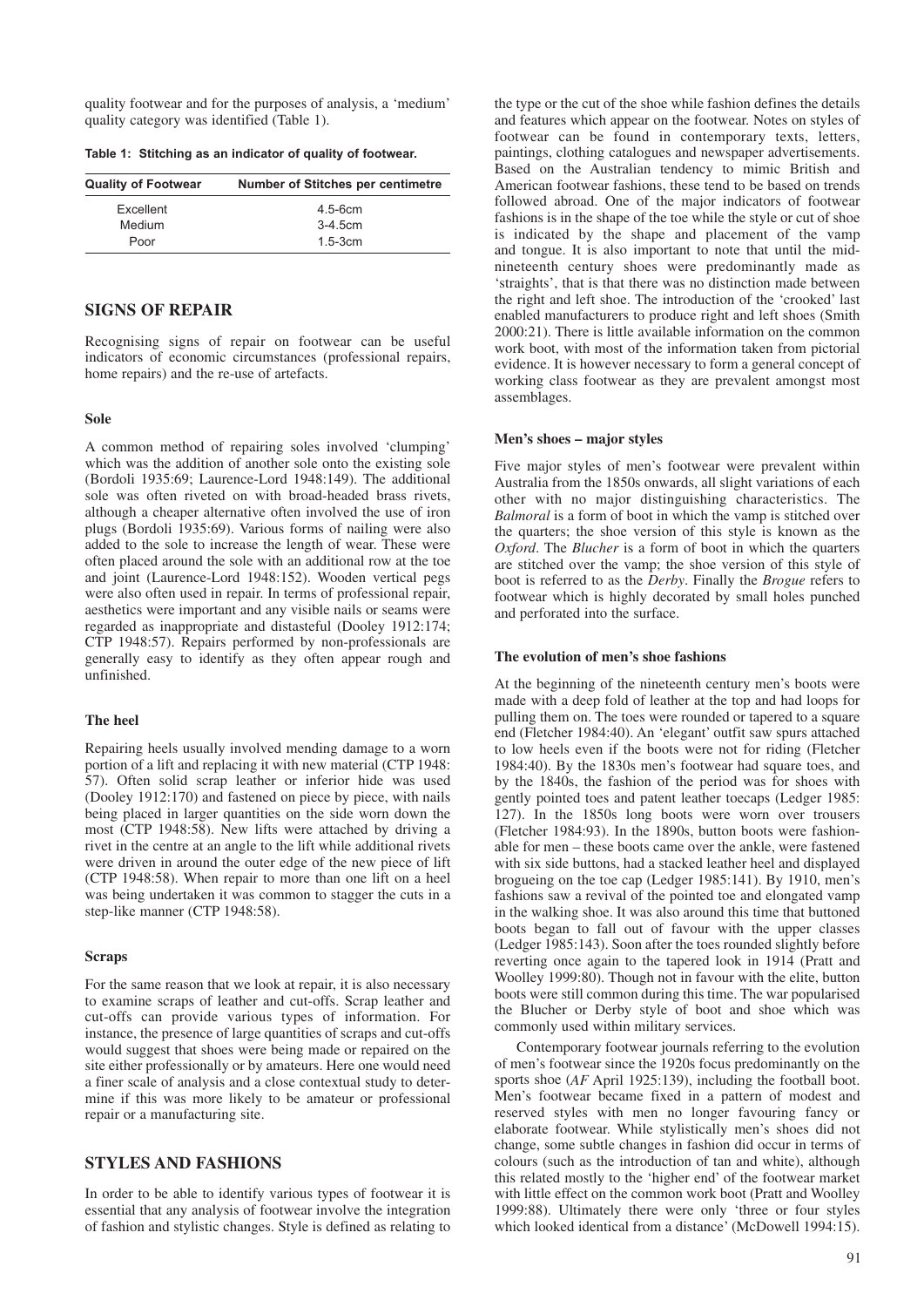quality footwear and for the purposes of analysis, a 'medium' quality category was identified (Table 1).

**Table 1: Stitching as an indicator of quality of footwear.**

| Quality of Footwear | Number of Stitches per centimetre |
|---|---|
| Excellent | 4.5-6cm |
| Medium | 3-4.5cm |
| Poor | 1.5-3cm |

## SIGNS OF REPAIR

Recognising signs of repair on footwear can be useful indicators of economic circumstances (professional repairs, home repairs) and the re-use of artefacts.

### Sole

A common method of repairing soles involved 'clumping' which was the addition of another sole onto the existing sole (Bordoli 1935:69; Laurence-Lord 1948:149). The additional sole was often riveted on with broad-headed brass rivets, although a cheaper alternative often involved the use of iron plugs (Bordoli 1935:69). Various forms of nailing were also added to the sole to increase the length of wear. These were often placed around the sole with an additional row at the toe and joint (Laurence-Lord 1948:152). Wooden vertical pegs were also often used in repair. In terms of professional repair, aesthetics were important and any visible nails or seams were regarded as inappropriate and distasteful (Dooley 1912:174; CTP 1948:57). Repairs performed by non-professionals are generally easy to identify as they often appear rough and unfinished.

### The heel

Repairing heels usually involved mending damage to a worn portion of a lift and replacing it with new material (CTP 1948: 57). Often solid scrap leather or inferior hide was used (Dooley 1912:170) and fastened on piece by piece, with nails being placed in larger quantities on the side worn down the most (CTP 1948:58). New lifts were attached by driving a rivet in the centre at an angle to the lift while additional rivets were driven in around the outer edge of the new piece of lift (CTP 1948:58). When repair to more than one lift on a heel was being undertaken it was common to stagger the cuts in a step-like manner (CTP 1948:58).

### Scraps

For the same reason that we look at repair, it is also necessary to examine scraps of leather and cut-offs. Scrap leather and cut-offs can provide various types of information. For instance, the presence of large quantities of scraps and cut-offs would suggest that shoes were being made or repaired on the site either professionally or by amateurs. Here one would need a finer scale of analysis and a close contextual study to determine if this was more likely to be amateur or professional repair or a manufacturing site.

## STYLES AND FASHIONS

In order to be able to identify various types of footwear it is essential that any analysis of footwear involve the integration of fashion and stylistic changes. Style is defined as relating to the type or the cut of the shoe while fashion defines the details and features which appear on the footwear. Notes on styles of footwear can be found in contemporary texts, letters, paintings, clothing catalogues and newspaper advertisements. Based on the Australian tendency to mimic British and American footwear fashions, these tend to be based on trends followed abroad. One of the major indicators of footwear fashions is in the shape of the toe while the style or cut of shoe is indicated by the shape and placement of the vamp and tongue. It is also important to note that until the mid-nineteenth century shoes were predominantly made as 'straights', that is that there was no distinction made between the right and left shoe. The introduction of the 'crooked' last enabled manufacturers to produce right and left shoes (Smith 2000:21). There is little available information on the common work boot, with most of the information taken from pictorial evidence. It is however necessary to form a general concept of working class footwear as they are prevalent amongst most assemblages.

### Men's shoes – major styles

Five major styles of men's footwear were prevalent within Australia from the 1850s onwards, all slight variations of each other with no major distinguishing characteristics. The *Balmoral* is a form of boot in which the vamp is stitched over the quarters; the shoe version of this style is known as the *Oxford*. The *Blucher* is a form of boot in which the quarters are stitched over the vamp; the shoe version of this style of boot is referred to as the *Derby*. Finally the *Brogue* refers to footwear which is highly decorated by small holes punched and perforated into the surface.

### The evolution of men's shoe fashions

At the beginning of the nineteenth century men's boots were made with a deep fold of leather at the top and had loops for pulling them on. The toes were rounded or tapered to a square end (Fletcher 1984:40). An 'elegant' outfit saw spurs attached to low heels even if the boots were not for riding (Fletcher 1984:40). By the 1830s men's footwear had square toes, and by the 1840s, the fashion of the period was for shoes with gently pointed toes and patent leather toecaps (Ledger 1985: 127). In the 1850s long boots were worn over trousers (Fletcher 1984:93). In the 1890s, button boots were fashionable for men – these boots came over the ankle, were fastened with six side buttons, had a stacked leather heel and displayed brogueing on the toe cap (Ledger 1985:141). By 1910, men's fashions saw a revival of the pointed toe and elongated vamp in the walking shoe. It was also around this time that buttoned boots began to fall out of favour with the upper classes (Ledger 1985:143). Soon after the toes rounded slightly before reverting once again to the tapered look in 1914 (Pratt and Woolley 1999:80). Though not in favour with the elite, button boots were still common during this time. The war popularised the Blucher or Derby style of boot and shoe which was commonly used within military services.

Contemporary footwear journals referring to the evolution of men's footwear since the 1920s focus predominantly on the sports shoe (*AF* April 1925:139), including the football boot. Men's footwear became fixed in a pattern of modest and reserved styles with men no longer favouring fancy or elaborate footwear. While stylistically men's shoes did not change, some subtle changes in fashion did occur in terms of colours (such as the introduction of tan and white), although this related mostly to the 'higher end' of the footwear market with little effect on the common work boot (Pratt and Woolley 1999:88). Ultimately there were only 'three or four styles which looked identical from a distance' (McDowell 1994:15).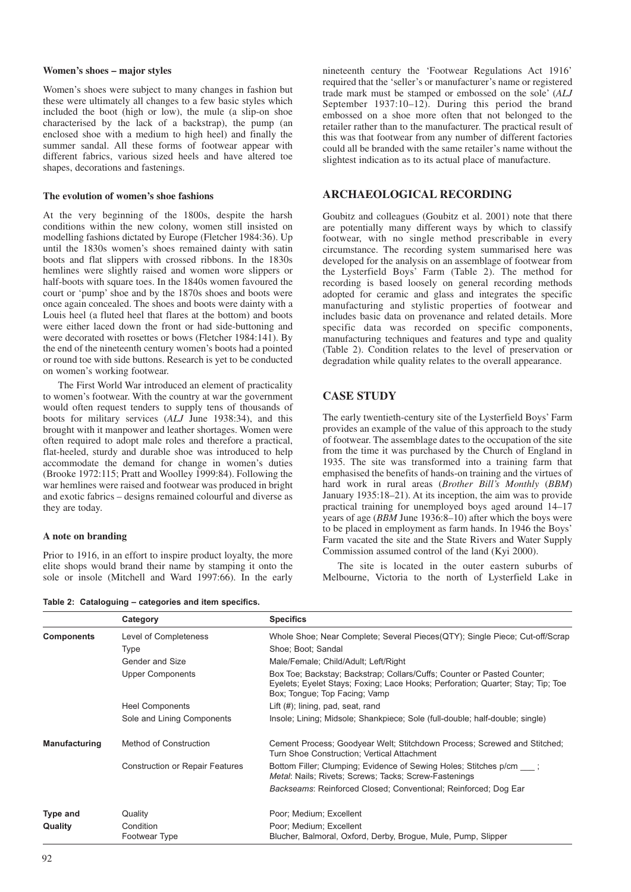#### Women's shoes – major styles

Women's shoes were subject to many changes in fashion but these were ultimately all changes to a few basic styles which included the boot (high or low), the mule (a slip-on shoe characterised by the lack of a backstrap), the pump (an enclosed shoe with a medium to high heel) and finally the summer sandal. All these forms of footwear appear with different fabrics, various sized heels and have altered toe shapes, decorations and fastenings.

#### The evolution of women's shoe fashions

At the very beginning of the 1800s, despite the harsh conditions within the new colony, women still insisted on modelling fashions dictated by Europe (Fletcher 1984:36). Up until the 1830s women's shoes remained dainty with satin boots and flat slippers with crossed ribbons. In the 1830s hemlines were slightly raised and women wore slippers or half-boots with square toes. In the 1840s women favoured the court or 'pump' shoe and by the 1870s shoes and boots were once again concealed. The shoes and boots were dainty with a Louis heel (a fluted heel that flares at the bottom) and boots were either laced down the front or had side-buttoning and were decorated with rosettes or bows (Fletcher 1984:141). By the end of the nineteenth century women's boots had a pointed or round toe with side buttons. Research is yet to be conducted on women's working footwear.

The First World War introduced an element of practicality to women's footwear. With the country at war the government would often request tenders to supply tens of thousands of boots for military services (*ALJ* June 1938:34), and this brought with it manpower and leather shortages. Women were often required to adopt male roles and therefore a practical, flat-heeled, sturdy and durable shoe was introduced to help accommodate the demand for change in women's duties (Brooke 1972:115; Pratt and Woolley 1999:84). Following the war hemlines were raised and footwear was produced in bright and exotic fabrics – designs remained colourful and diverse as they are today.

#### A note on branding

Prior to 1916, in an effort to inspire product loyalty, the more elite shops would brand their name by stamping it onto the sole or insole (Mitchell and Ward 1997:66). In the early nineteenth century the 'Footwear Regulations Act 1916' required that the 'seller's or manufacturer's name or registered trade mark must be stamped or embossed on the sole' (*ALJ* September 1937:10–12). During this period the brand embossed on a shoe more often that not belonged to the retailer rather than to the manufacturer. The practical result of this was that footwear from any number of different factories could all be branded with the same retailer's name without the slightest indication as to its actual place of manufacture.

## ARCHAEOLOGICAL RECORDING

Goubitz and colleagues (Goubitz et al. 2001) note that there are potentially many different ways by which to classify footwear, with no single method prescribable in every circumstance. The recording system summarised here was developed for the analysis on an assemblage of footwear from the Lysterfield Boys' Farm (Table 2). The method for recording is based loosely on general recording methods adopted for ceramic and glass and integrates the specific manufacturing and stylistic properties of footwear and includes basic data on provenance and related details. More specific data was recorded on specific components, manufacturing techniques and features and type and quality (Table 2). Condition relates to the level of preservation or degradation while quality relates to the overall appearance.

## CASE STUDY

The early twentieth-century site of the Lysterfield Boys' Farm provides an example of the value of this approach to the study of footwear. The assemblage dates to the occupation of the site from the time it was purchased by the Church of England in 1935. The site was transformed into a training farm that emphasised the benefits of hands-on training and the virtues of hard work in rural areas (*Brother Bill's Monthly* (*BBM*) January 1935:18–21). At its inception, the aim was to provide practical training for unemployed boys aged around 14–17 years of age (*BBM* June 1936:8–10) after which the boys were to be placed in employment as farm hands. In 1946 the Boys' Farm vacated the site and the State Rivers and Water Supply Commission assumed control of the land (Kyi 2000).

The site is located in the outer eastern suburbs of Melbourne, Victoria to the north of Lysterfield Lake in

**Table 2: Cataloguing – categories and item specifics.**

| | Category | Specifics |
|---|---|---|
| **Components** | Level of Completeness | Whole Shoe; Near Complete; Several Pieces(QTY); Single Piece; Cut-off/Scrap |
| | Type | Shoe; Boot; Sandal |
| | Gender and Size | Male/Female; Child/Adult; Left/Right |
| | Upper Components | Box Toe; Backstay; Backstrap; Collars/Cuffs; Counter or Pasted Counter; Eyelets; Eyelet Stays; Foxing; Lace Hooks; Perforation; Quarter; Stay; Tip; Toe Box; Tongue; Top Facing; Vamp |
| | Heel Components | Lift (#); lining, pad, seat, rand |
| | Sole and Lining Components | Insole; Lining; Midsole; Shankpiece; Sole (full-double; half-double; single) |
| **Manufacturing** | Method of Construction | Cement Process; Goodyear Welt; Stitchdown Process; Screwed and Stitched; Turn Shoe Construction; Vertical Attachment |
| | Construction or Repair Features | Bottom Filler; Clumping; Evidence of Sewing Holes; Stitches p/cm ___ ; *Metal*: Nails; Rivets; Screws; Tacks; Screw-Fastenings |
| | | *Backseams*: Reinforced Closed; Conventional; Reinforced; Dog Ear |
| **Type and Quality** | Quality | Poor; Medium; Excellent |
| | Condition | Poor; Medium; Excellent |
| | Footwear Type | Blucher, Balmoral, Oxford, Derby, Brogue, Mule, Pump, Slipper |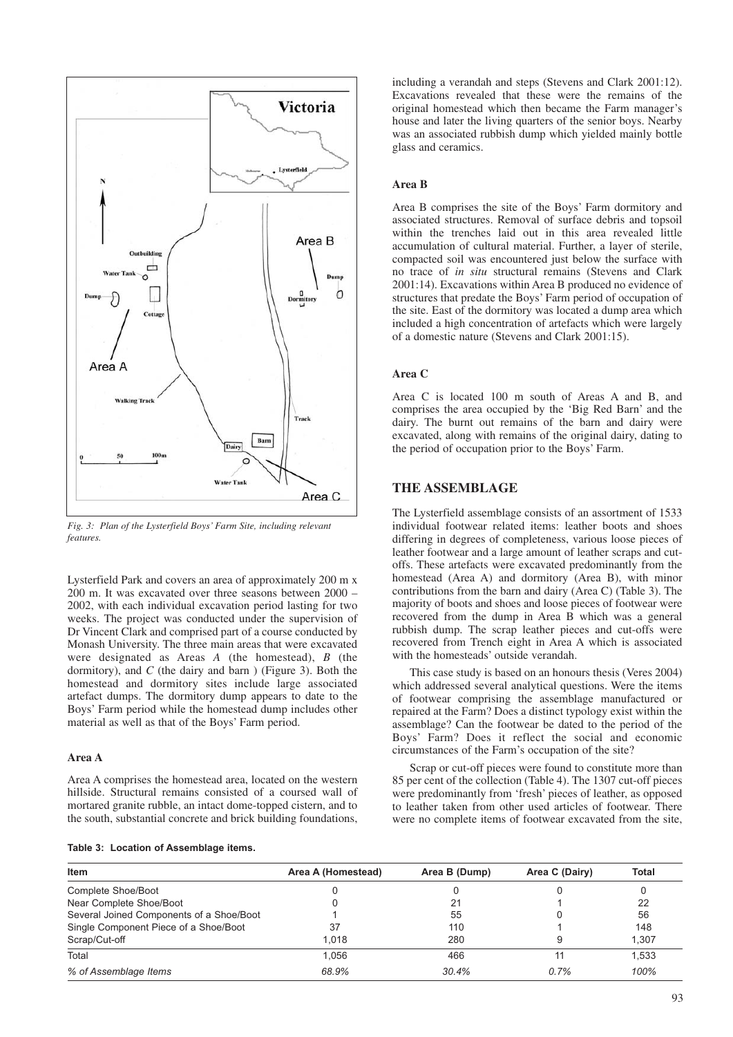Fig. 3: Plan of the Lysterfield Boys' Farm Site, including relevant features.

Lysterfield Park and covers an area of approximately 200 m x 200 m. It was excavated over three seasons between 2000 – 2002, with each individual excavation period lasting for two weeks. The project was conducted under the supervision of Dr Vincent Clark and comprised part of a course conducted by Monash University. The three main areas that were excavated were designated as Areas *A* (the homestead), *B* (the dormitory), and *C* (the dairy and barn ) (Figure 3). Both the homestead and dormitory sites include large associated artefact dumps. The dormitory dump appears to date to the Boys' Farm period while the homestead dump includes other material as well as that of the Boys' Farm period.

### Area A

Area A comprises the homestead area, located on the western hillside. Structural remains consisted of a coursed wall of mortared granite rubble, an intact dome-topped cistern, and to the south, substantial concrete and brick building foundations, including a verandah and steps (Stevens and Clark 2001:12). Excavations revealed that these were the remains of the original homestead which then became the Farm manager's house and later the living quarters of the senior boys. Nearby was an associated rubbish dump which yielded mainly bottle glass and ceramics.

### Area B

Area B comprises the site of the Boys' Farm dormitory and associated structures. Removal of surface debris and topsoil within the trenches laid out in this area revealed little accumulation of cultural material. Further, a layer of sterile, compacted soil was encountered just below the surface with no trace of *in situ* structural remains (Stevens and Clark 2001:14). Excavations within Area B produced no evidence of structures that predate the Boys' Farm period of occupation of the site. East of the dormitory was located a dump area which included a high concentration of artefacts which were largely of a domestic nature (Stevens and Clark 2001:15).

### Area C

Area C is located 100 m south of Areas A and B, and comprises the area occupied by the 'Big Red Barn' and the dairy. The burnt out remains of the barn and dairy were excavated, along with remains of the original dairy, dating to the period of occupation prior to the Boys' Farm.

## THE ASSEMBLAGE

The Lysterfield assemblage consists of an assortment of 1533 individual footwear related items: leather boots and shoes differing in degrees of completeness, various loose pieces of leather footwear and a large amount of leather scraps and cut-offs. These artefacts were excavated predominantly from the homestead (Area A) and dormitory (Area B), with minor contributions from the barn and dairy (Area C) (Table 3). The majority of boots and shoes and loose pieces of footwear were recovered from the dump in Area B which was a general rubbish dump. The scrap leather pieces and cut-offs were recovered from Trench eight in Area A which is associated with the homesteads' outside verandah.

This case study is based on an honours thesis (Veres 2004) which addressed several analytical questions. Were the items of footwear comprising the assemblage manufactured or repaired at the Farm? Does a distinct typology exist within the assemblage? Can the footwear be dated to the period of the Boys' Farm? Does it reflect the social and economic circumstances of the Farm's occupation of the site?

Scrap or cut-off pieces were found to constitute more than 85 per cent of the collection (Table 4). The 1307 cut-off pieces were predominantly from 'fresh' pieces of leather, as opposed to leather taken from other used articles of footwear. There were no complete items of footwear excavated from the site,

**Table 3: Location of Assemblage items.**

| Item | Area A (Homestead) | Area B (Dump) | Area C (Dairy) | Total |
|---|---|---|---|---|
| Complete Shoe/Boot | 0 | 0 | 0 | 0 |
| Near Complete Shoe/Boot | 0 | 21 | 1 | 22 |
| Several Joined Components of a Shoe/Boot | 1 | 55 | 0 | 56 |
| Single Component Piece of a Shoe/Boot | 37 | 110 | 1 | 148 |
| Scrap/Cut-off | 1,018 | 280 | 9 | 1,307 |
| Total | 1,056 | 466 | 11 | 1,533 |
| *% of Assemblage Items* | *68.9%* | *30.4%* | *0.7%* | *100%* |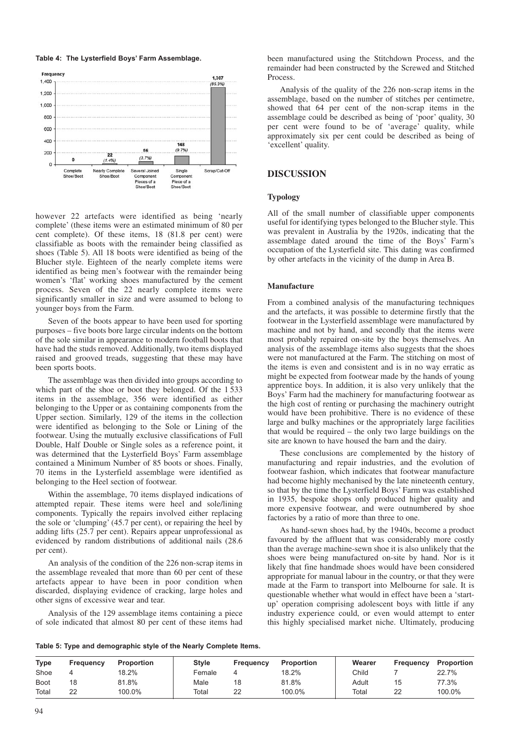**Table 4: The Lysterfield Boys' Farm Assemblage.**

| Category | Frequency | Proportion |
|---|---|---|
| Complete Shoe/Boot | 0 | |
| Nearly Complete Shoe/Boot | 22 | (1.4%) |
| Several Joined Component Pieces of a Shoe/Boot | 56 | (3.7%) |
| Single Component Piece of a Shoe/Boot | 148 | (9.7%) |
| Scrap/Cut-Off | 1,307 | (85.3%) |

however 22 artefacts were identified as being 'nearly complete' (these items were an estimated minimum of 80 per cent complete). Of these items, 18 (81.8 per cent) were classifiable as boots with the remainder being classified as shoes (Table 5). All 18 boots were identified as being of the Blucher style. Eighteen of the nearly complete items were identified as being men's footwear with the remainder being women's 'flat' working shoes manufactured by the cement process. Seven of the 22 nearly complete items were significantly smaller in size and were assumed to belong to younger boys from the Farm.

Seven of the boots appear to have been used for sporting purposes – five boots bore large circular indents on the bottom of the sole similar in appearance to modern football boots that have had the studs removed. Additionally, two items displayed raised and grooved treads, suggesting that these may have been sports boots.

The assemblage was then divided into groups according to which part of the shoe or boot they belonged. Of the 1 533 items in the assemblage, 356 were identified as either belonging to the Upper or as containing components from the Upper section. Similarly, 129 of the items in the collection were identified as belonging to the Sole or Lining of the footwear. Using the mutually exclusive classifications of Full Double, Half Double or Single soles as a reference point, it was determined that the Lysterfield Boys' Farm assemblage contained a Minimum Number of 85 boots or shoes. Finally, 70 items in the Lysterfield assemblage were identified as belonging to the Heel section of footwear.

Within the assemblage, 70 items displayed indications of attempted repair. These items were heel and sole/lining components. Typically the repairs involved either replacing the sole or 'clumping' (45.7 per cent), or repairing the heel by adding lifts (25.7 per cent). Repairs appear unprofessional as evidenced by random distributions of additional nails (28.6 per cent).

An analysis of the condition of the 226 non-scrap items in the assemblage revealed that more than 60 per cent of these artefacts appear to have been in poor condition when discarded, displaying evidence of cracking, large holes and other signs of excessive wear and tear.

Analysis of the 129 assemblage items containing a piece of sole indicated that almost 80 per cent of these items had been manufactured using the Stitchdown Process, and the remainder had been constructed by the Screwed and Stitched Process.

Analysis of the quality of the 226 non-scrap items in the assemblage, based on the number of stitches per centimetre, showed that 64 per cent of the non-scrap items in the assemblage could be described as being of 'poor' quality, 30 per cent were found to be of 'average' quality, while approximately six per cent could be described as being of 'excellent' quality.

## DISCUSSION

### Typology

All of the small number of classifiable upper components useful for identifying types belonged to the Blucher style. This was prevalent in Australia by the 1920s, indicating that the assemblage dated around the time of the Boys' Farm's occupation of the Lysterfield site. This dating was confirmed by other artefacts in the vicinity of the dump in Area B.

### Manufacture

From a combined analysis of the manufacturing techniques and the artefacts, it was possible to determine firstly that the footwear in the Lysterfield assemblage were manufactured by machine and not by hand, and secondly that the items were most probably repaired on-site by the boys themselves. An analysis of the assemblage items also suggests that the shoes were not manufactured at the Farm. The stitching on most of the items is even and consistent and is in no way erratic as might be expected from footwear made by the hands of young apprentice boys. In addition, it is also very unlikely that the Boys' Farm had the machinery for manufacturing footwear as the high cost of renting or purchasing the machinery outright would have been prohibitive. There is no evidence of these large and bulky machines or the appropriately large facilities that would be required – the only two large buildings on the site are known to have housed the barn and the dairy.

These conclusions are complemented by the history of manufacturing and repair industries, and the evolution of footwear fashion, which indicates that footwear manufacture had become highly mechanised by the late nineteenth century, so that by the time the Lysterfield Boys' Farm was established in 1935, bespoke shops only produced higher quality and more expensive footwear, and were outnumbered by shoe factories by a ratio of more than three to one.

As hand-sewn shoes had, by the 1940s, become a product favoured by the affluent that was considerably more costly than the average machine-sewn shoe it is also unlikely that the shoes were being manufactured on-site by hand. Nor is it likely that fine handmade shoes would have been considered appropriate for manual labour in the country, or that they were made at the Farm to transport into Melbourne for sale. It is questionable whether what would in effect have been a 'start-up' operation comprising adolescent boys with little if any industry experience could, or even would attempt to enter this highly specialised market niche. Ultimately, producing

**Table 5: Type and demographic style of the Nearly Complete Items.**

| Type | Frequency | Proportion | Style | Frequency | Proportion | Wearer | Frequency | Proportion |
|---|---|---|---|---|---|---|---|---|
| Shoe | 4 | 18.2% | Female | 4 | 18.2% | Child | 7 | 22.7% |
| Boot | 18 | 81.8% | Male | 18 | 81.8% | Adult | 15 | 77.3% |
| Total | 22 | 100.0% | Total | 22 | 100.0% | Total | 22 | 100.0% |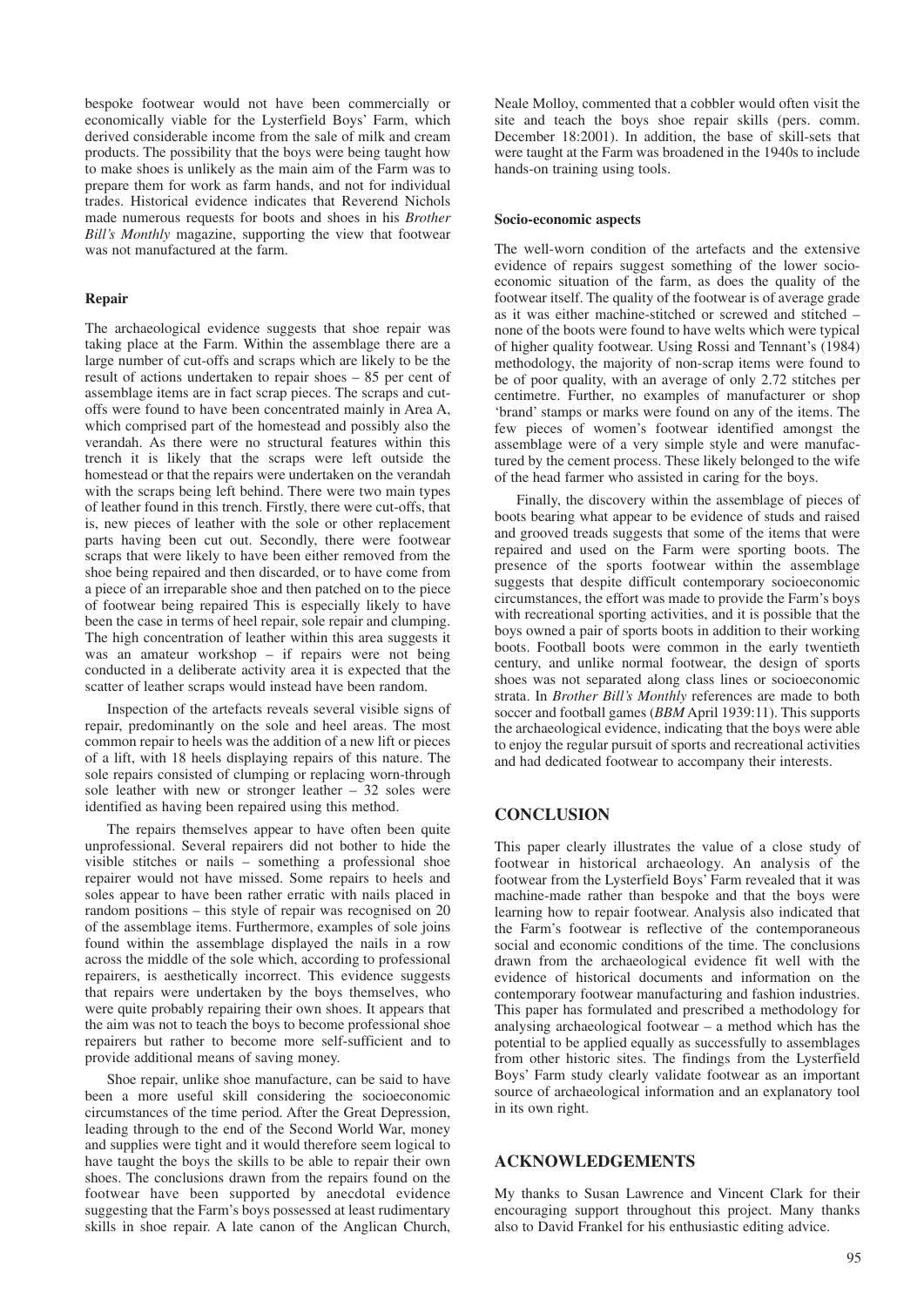bespoke footwear would not have been commercially or economically viable for the Lysterfield Boys' Farm, which derived considerable income from the sale of milk and cream products. The possibility that the boys were being taught how to make shoes is unlikely as the main aim of the Farm was to prepare them for work as farm hands, and not for individual trades. Historical evidence indicates that Reverend Nichols made numerous requests for boots and shoes in his *Brother Bill's Monthly* magazine, supporting the view that footwear was not manufactured at the farm.

**Repair**

The archaeological evidence suggests that shoe repair was taking place at the Farm. Within the assemblage there are a large number of cut-offs and scraps which are likely to be the result of actions undertaken to repair shoes – 85 per cent of assemblage items are in fact scrap pieces. The scraps and cut-offs were found to have been concentrated mainly in Area A, which comprised part of the homestead and possibly also the verandah. As there were no structural features within this trench it is likely that the scraps were left outside the homestead or that the repairs were undertaken on the verandah with the scraps being left behind. There were two main types of leather found in this trench. Firstly, there were cut-offs, that is, new pieces of leather with the sole or other replacement parts having been cut out. Secondly, there were footwear scraps that were likely to have been either removed from the shoe being repaired and then discarded, or to have come from a piece of an irreparable shoe and then patched on to the piece of footwear being repaired This is especially likely to have been the case in terms of heel repair, sole repair and clumping. The high concentration of leather within this area suggests it was an amateur workshop – if repairs were not being conducted in a deliberate activity area it is expected that the scatter of leather scraps would instead have been random.

Inspection of the artefacts reveals several visible signs of repair, predominantly on the sole and heel areas. The most common repair to heels was the addition of a new lift or pieces of a lift, with 18 heels displaying repairs of this nature. The sole repairs consisted of clumping or replacing worn-through sole leather with new or stronger leather – 32 soles were identified as having been repaired using this method.

The repairs themselves appear to have often been quite unprofessional. Several repairers did not bother to hide the visible stitches or nails – something a professional shoe repairer would not have missed. Some repairs to heels and soles appear to have been rather erratic with nails placed in random positions – this style of repair was recognised on 20 of the assemblage items. Furthermore, examples of sole joins found within the assemblage displayed the nails in a row across the middle of the sole which, according to professional repairers, is aesthetically incorrect. This evidence suggests that repairs were undertaken by the boys themselves, who were quite probably repairing their own shoes. It appears that the aim was not to teach the boys to become professional shoe repairers but rather to become more self-sufficient and to provide additional means of saving money.

Shoe repair, unlike shoe manufacture, can be said to have been a more useful skill considering the socioeconomic circumstances of the time period. After the Great Depression, leading through to the end of the Second World War, money and supplies were tight and it would therefore seem logical to have taught the boys the skills to be able to repair their own shoes. The conclusions drawn from the repairs found on the footwear have been supported by anecdotal evidence suggesting that the Farm's boys possessed at least rudimentary skills in shoe repair. A late canon of the Anglican Church, Neale Molloy, commented that a cobbler would often visit the site and teach the boys shoe repair skills (pers. comm. December 18:2001). In addition, the base of skill-sets that were taught at the Farm was broadened in the 1940s to include hands-on training using tools.

**Socio-economic aspects**

The well-worn condition of the artefacts and the extensive evidence of repairs suggest something of the lower socio-economic situation of the farm, as does the quality of the footwear itself. The quality of the footwear is of average grade as it was either machine-stitched or screwed and stitched – none of the boots were found to have welts which were typical of higher quality footwear. Using Rossi and Tennant's (1984) methodology, the majority of non-scrap items were found to be of poor quality, with an average of only 2.72 stitches per centimetre. Further, no examples of manufacturer or shop 'brand' stamps or marks were found on any of the items. The few pieces of women's footwear identified amongst the assemblage were of a very simple style and were manufactured by the cement process. These likely belonged to the wife of the head farmer who assisted in caring for the boys.

Finally, the discovery within the assemblage of pieces of boots bearing what appear to be evidence of studs and raised and grooved treads suggests that some of the items that were repaired and used on the Farm were sporting boots. The presence of the sports footwear within the assemblage suggests that despite difficult contemporary socioeconomic circumstances, the effort was made to provide the Farm's boys with recreational sporting activities, and it is possible that the boys owned a pair of sports boots in addition to their working boots. Football boots were common in the early twentieth century, and unlike normal footwear, the design of sports shoes was not separated along class lines or socioeconomic strata. In *Brother Bill's Monthly* references are made to both soccer and football games (*BBM* April 1939:11). This supports the archaeological evidence, indicating that the boys were able to enjoy the regular pursuit of sports and recreational activities and had dedicated footwear to accompany their interests.

## CONCLUSION

This paper clearly illustrates the value of a close study of footwear in historical archaeology. An analysis of the footwear from the Lysterfield Boys' Farm revealed that it was machine-made rather than bespoke and that the boys were learning how to repair footwear. Analysis also indicated that the Farm's footwear is reflective of the contemporaneous social and economic conditions of the time. The conclusions drawn from the archaeological evidence fit well with the evidence of historical documents and information on the contemporary footwear manufacturing and fashion industries. This paper has formulated and prescribed a methodology for analysing archaeological footwear – a method which has the potential to be applied equally as successfully to assemblages from other historic sites. The findings from the Lysterfield Boys' Farm study clearly validate footwear as an important source of archaeological information and an explanatory tool in its own right.

## ACKNOWLEDGEMENTS

My thanks to Susan Lawrence and Vincent Clark for their encouraging support throughout this project. Many thanks also to David Frankel for his enthusiastic editing advice.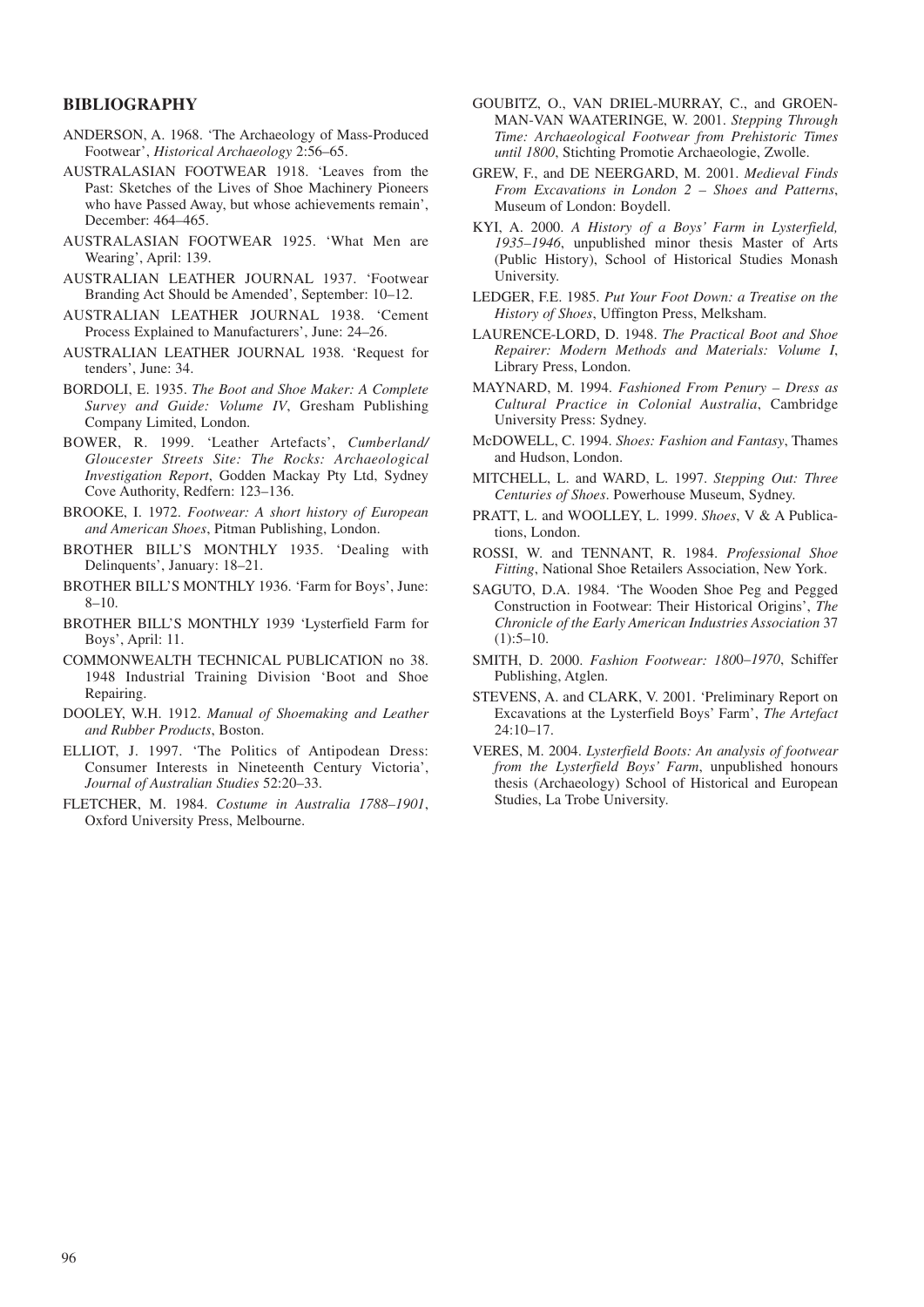## BIBLIOGRAPHY

ANDERSON, A. 1968. 'The Archaeology of Mass-Produced Footwear', *Historical Archaeology* 2:56–65.

AUSTRALASIAN FOOTWEAR 1918. 'Leaves from the Past: Sketches of the Lives of Shoe Machinery Pioneers who have Passed Away, but whose achievements remain', December: 464–465.

AUSTRALASIAN FOOTWEAR 1925. 'What Men are Wearing', April: 139.

AUSTRALIAN LEATHER JOURNAL 1937. 'Footwear Branding Act Should be Amended', September: 10–12.

AUSTRALIAN LEATHER JOURNAL 1938. 'Cement Process Explained to Manufacturers', June: 24–26.

AUSTRALIAN LEATHER JOURNAL 1938. 'Request for tenders', June: 34.

BORDOLI, E. 1935. *The Boot and Shoe Maker: A Complete Survey and Guide: Volume IV*, Gresham Publishing Company Limited, London.

BOWER, R. 1999. 'Leather Artefacts', *Cumberland/Gloucester Streets Site: The Rocks: Archaeological Investigation Report*, Godden Mackay Pty Ltd, Sydney Cove Authority, Redfern: 123–136.

BROOKE, I. 1972. *Footwear: A short history of European and American Shoes*, Pitman Publishing, London.

BROTHER BILL'S MONTHLY 1935. 'Dealing with Delinquents', January: 18–21.

BROTHER BILL'S MONTHLY 1936. 'Farm for Boys', June: 8–10.

BROTHER BILL'S MONTHLY 1939 'Lysterfield Farm for Boys', April: 11.

COMMONWEALTH TECHNICAL PUBLICATION no 38. 1948 Industrial Training Division 'Boot and Shoe Repairing.

DOOLEY, W.H. 1912. *Manual of Shoemaking and Leather and Rubber Products*, Boston.

ELLIOT, J. 1997. 'The Politics of Antipodean Dress: Consumer Interests in Nineteenth Century Victoria', *Journal of Australian Studies* 52:20–33.

FLETCHER, M. 1984. *Costume in Australia 1788–1901*, Oxford University Press, Melbourne.

GOUBITZ, O., VAN DRIEL-MURRAY, C., and GROENMAN-VAN WAATERINGE, W. 2001. *Stepping Through Time: Archaeological Footwear from Prehistoric Times until 1800*, Stichting Promotie Archaeologie, Zwolle.

GREW, F., and DE NEERGARD, M. 2001. *Medieval Finds From Excavations in London 2 – Shoes and Patterns*, Museum of London: Boydell.

KYI, A. 2000. *A History of a Boys' Farm in Lysterfield, 1935–1946*, unpublished minor thesis Master of Arts (Public History), School of Historical Studies Monash University.

LEDGER, F.E. 1985. *Put Your Foot Down: a Treatise on the History of Shoes*, Uffington Press, Melksham.

LAURENCE-LORD, D. 1948. *The Practical Boot and Shoe Repairer: Modern Methods and Materials: Volume I*, Library Press, London.

MAYNARD, M. 1994. *Fashioned From Penury – Dress as Cultural Practice in Colonial Australia*, Cambridge University Press: Sydney.

McDOWELL, C. 1994. *Shoes: Fashion and Fantasy*, Thames and Hudson, London.

MITCHELL, L. and WARD, L. 1997. *Stepping Out: Three Centuries of Shoes*. Powerhouse Museum, Sydney.

PRATT, L. and WOOLLEY, L. 1999. *Shoes*, V & A Publications, London.

ROSSI, W. and TENNANT, R. 1984. *Professional Shoe Fitting*, National Shoe Retailers Association, New York.

SAGUTO, D.A. 1984. 'The Wooden Shoe Peg and Pegged Construction in Footwear: Their Historical Origins', *The Chronicle of the Early American Industries Association* 37 (1):5–10.

SMITH, D. 2000. *Fashion Footwear: 1800–1970*, Schiffer Publishing, Atglen.

STEVENS, A. and CLARK, V. 2001. 'Preliminary Report on Excavations at the Lysterfield Boys' Farm', *The Artefact* 24:10–17.

VERES, M. 2004. *Lysterfield Boots: An analysis of footwear from the Lysterfield Boys' Farm*, unpublished honours thesis (Archaeology) School of Historical and European Studies, La Trobe University.